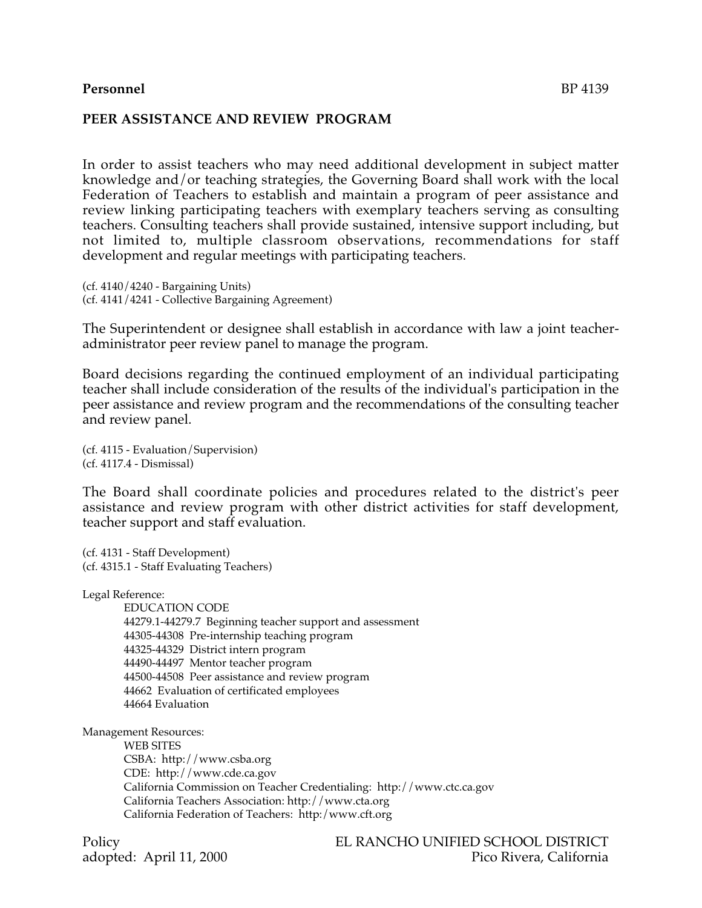**Personnel** BP 4139

## PEER ASSISTANCE AND REVIEW PROGRAM

In order to assist teachers who may need additional development in subject matter knowledge and/or teaching strategies, the Governing Board shall work with the local Federation of Teachers to establish and maintain a program of peer assistance and review linking participating teachers with exemplary teachers serving as consulting teachers. Consulting teachers shall provide sustained, intensive support including, but not limited to, multiple classroom observations, recommendations for staff development and regular meetings with participating teachers.

(cf. 4140/4240 - Bargaining Units)
(cf. 4141/4241 - Collective Bargaining Agreement)

The Superintendent or designee shall establish in accordance with law a joint teacher-administrator peer review panel to manage the program.

Board decisions regarding the continued employment of an individual participating teacher shall include consideration of the results of the individual's participation in the peer assistance and review program and the recommendations of the consulting teacher and review panel.

(cf. 4115 - Evaluation/Supervision)
(cf. 4117.4 - Dismissal)

The Board shall coordinate policies and procedures related to the district's peer assistance and review program with other district activities for staff development, teacher support and staff evaluation.

(cf. 4131 - Staff Development)
(cf. 4315.1 - Staff Evaluating Teachers)

Legal Reference:

EDUCATION CODE
44279.1-44279.7 Beginning teacher support and assessment
44305-44308 Pre-internship teaching program
44325-44329 District intern program
44490-44497 Mentor teacher program
44500-44508 Peer assistance and review program
44662 Evaluation of certificated employees
44664 Evaluation

Management Resources:

WEB SITES
CSBA: http://www.csba.org
CDE: http://www.cde.ca.gov
California Commission on Teacher Credentialing: http://www.ctc.ca.gov
California Teachers Association: http://www.cta.org
California Federation of Teachers: http:/www.cft.org

Policy
adopted: April 11, 2000

EL RANCHO UNIFIED SCHOOL DISTRICT
Pico Rivera, California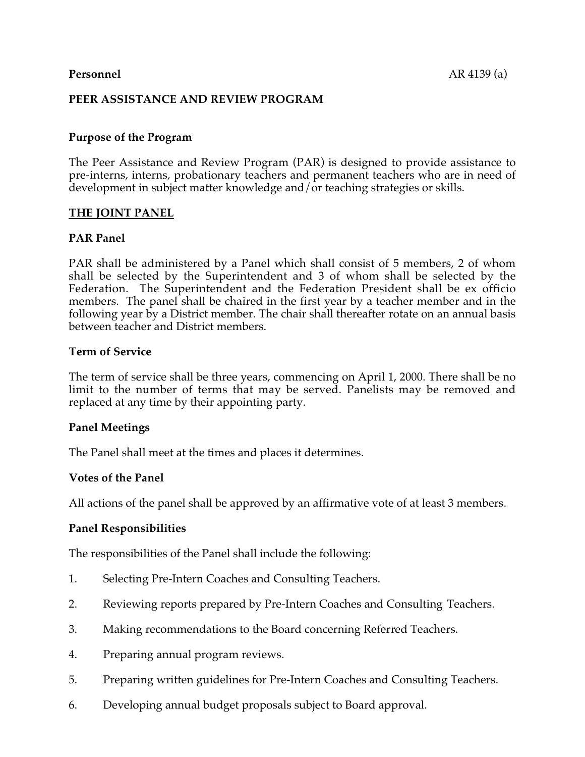**Personnel** AR 4139 (a)

**PEER ASSISTANCE AND REVIEW PROGRAM**

**Purpose of the Program**

The Peer Assistance and Review Program (PAR) is designed to provide assistance to pre-interns, interns, probationary teachers and permanent teachers who are in need of development in subject matter knowledge and/or teaching strategies or skills.

**THE JOINT PANEL**

**PAR Panel**

PAR shall be administered by a Panel which shall consist of 5 members, 2 of whom shall be selected by the Superintendent and 3 of whom shall be selected by the Federation. The Superintendent and the Federation President shall be ex officio members. The panel shall be chaired in the first year by a teacher member and in the following year by a District member. The chair shall thereafter rotate on an annual basis between teacher and District members.

**Term of Service**

The term of service shall be three years, commencing on April 1, 2000. There shall be no limit to the number of terms that may be served. Panelists may be removed and replaced at any time by their appointing party.

**Panel Meetings**

The Panel shall meet at the times and places it determines.

**Votes of the Panel**

All actions of the panel shall be approved by an affirmative vote of at least 3 members.

**Panel Responsibilities**

The responsibilities of the Panel shall include the following:

1. Selecting Pre-Intern Coaches and Consulting Teachers.
2. Reviewing reports prepared by Pre-Intern Coaches and Consulting Teachers.
3. Making recommendations to the Board concerning Referred Teachers.
4. Preparing annual program reviews.
5. Preparing written guidelines for Pre-Intern Coaches and Consulting Teachers.
6. Developing annual budget proposals subject to Board approval.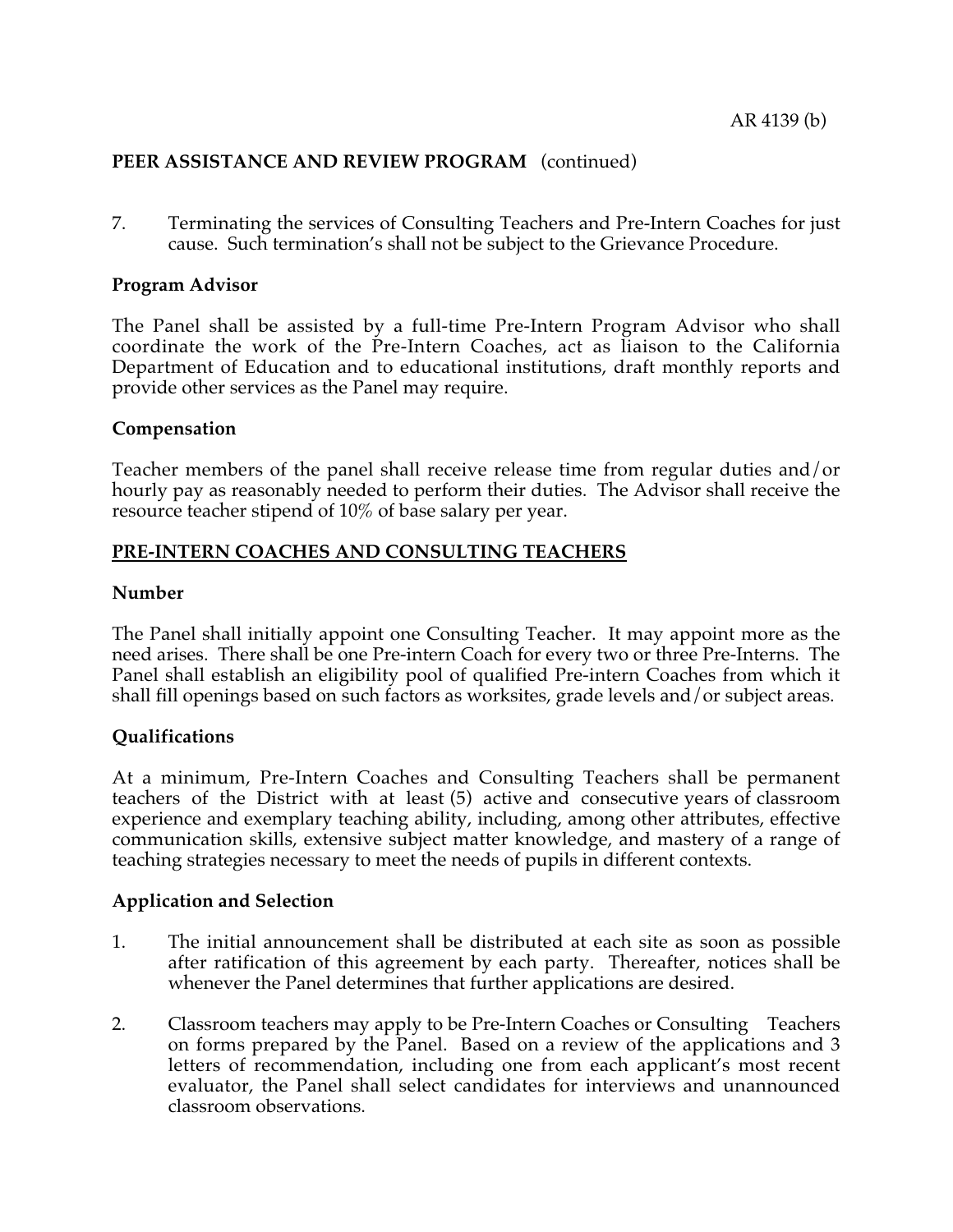## PEER ASSISTANCE AND REVIEW PROGRAM (continued)

7. Terminating the services of Consulting Teachers and Pre-Intern Coaches for just cause. Such termination's shall not be subject to the Grievance Procedure.

**Program Advisor**

The Panel shall be assisted by a full-time Pre-Intern Program Advisor who shall coordinate the work of the Pre-Intern Coaches, act as liaison to the California Department of Education and to educational institutions, draft monthly reports and provide other services as the Panel may require.

**Compensation**

Teacher members of the panel shall receive release time from regular duties and/or hourly pay as reasonably needed to perform their duties. The Advisor shall receive the resource teacher stipend of 10% of base salary per year.

**<u>PRE-INTERN COACHES AND CONSULTING TEACHERS</u>**

**Number**

The Panel shall initially appoint one Consulting Teacher. It may appoint more as the need arises. There shall be one Pre-intern Coach for every two or three Pre-Interns. The Panel shall establish an eligibility pool of qualified Pre-intern Coaches from which it shall fill openings based on such factors as worksites, grade levels and/or subject areas.

**Qualifications**

At a minimum, Pre-Intern Coaches and Consulting Teachers shall be permanent teachers of the District with at least (5) active and consecutive years of classroom experience and exemplary teaching ability, including, among other attributes, effective communication skills, extensive subject matter knowledge, and mastery of a range of teaching strategies necessary to meet the needs of pupils in different contexts.

**Application and Selection**

1. The initial announcement shall be distributed at each site as soon as possible after ratification of this agreement by each party. Thereafter, notices shall be whenever the Panel determines that further applications are desired.

2. Classroom teachers may apply to be Pre-Intern Coaches or Consulting Teachers on forms prepared by the Panel. Based on a review of the applications and 3 letters of recommendation, including one from each applicant's most recent evaluator, the Panel shall select candidates for interviews and unannounced classroom observations.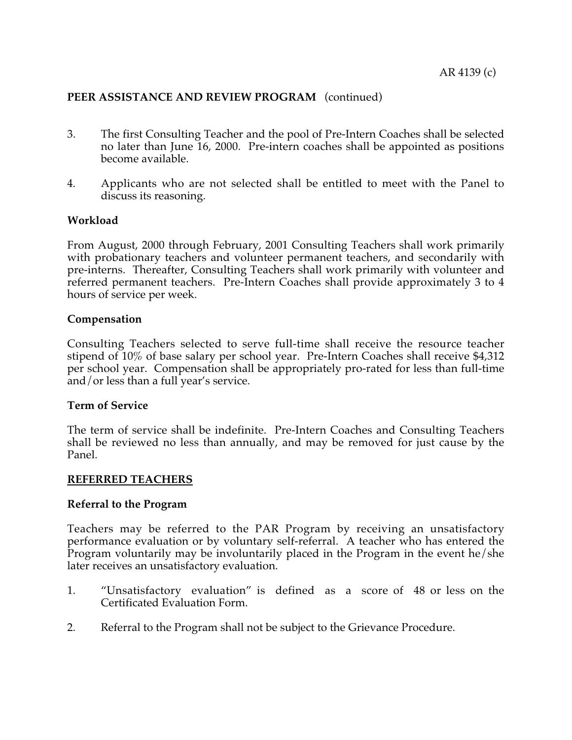**PEER ASSISTANCE AND REVIEW PROGRAM** (continued)

3. The first Consulting Teacher and the pool of Pre-Intern Coaches shall be selected no later than June 16, 2000. Pre-intern coaches shall be appointed as positions become available.

4. Applicants who are not selected shall be entitled to meet with the Panel to discuss its reasoning.

**Workload**

From August, 2000 through February, 2001 Consulting Teachers shall work primarily with probationary teachers and volunteer permanent teachers, and secondarily with pre-interns. Thereafter, Consulting Teachers shall work primarily with volunteer and referred permanent teachers. Pre-Intern Coaches shall provide approximately 3 to 4 hours of service per week.

**Compensation**

Consulting Teachers selected to serve full-time shall receive the resource teacher stipend of 10% of base salary per school year. Pre-Intern Coaches shall receive $4,312 per school year. Compensation shall be appropriately pro-rated for less than full-time and/or less than a full year's service.

**Term of Service**

The term of service shall be indefinite. Pre-Intern Coaches and Consulting Teachers shall be reviewed no less than annually, and may be removed for just cause by the Panel.

**REFERRED TEACHERS**

**Referral to the Program**

Teachers may be referred to the PAR Program by receiving an unsatisfactory performance evaluation or by voluntary self-referral. A teacher who has entered the Program voluntarily may be involuntarily placed in the Program in the event he/she later receives an unsatisfactory evaluation.

1. "Unsatisfactory evaluation" is defined as a score of 48 or less on the Certificated Evaluation Form.

2. Referral to the Program shall not be subject to the Grievance Procedure.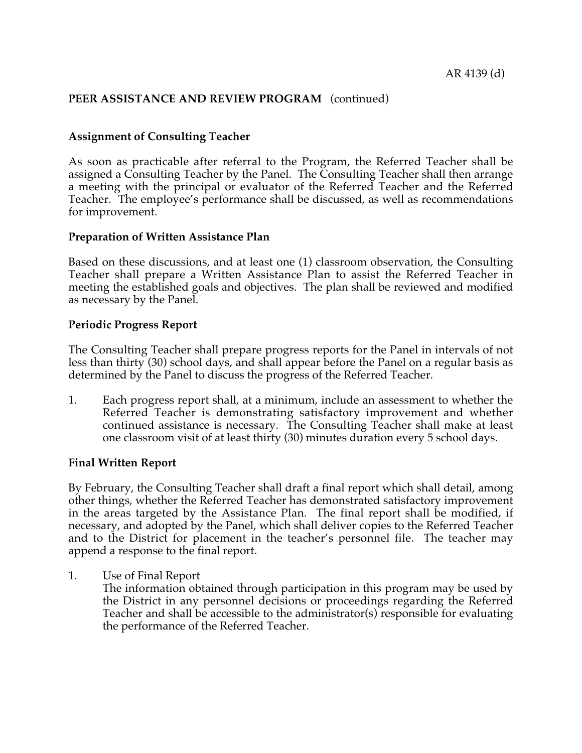AR 4139 (d)

**PEER ASSISTANCE AND REVIEW PROGRAM** (continued)

**Assignment of Consulting Teacher**

As soon as practicable after referral to the Program, the Referred Teacher shall be assigned a Consulting Teacher by the Panel. The Consulting Teacher shall then arrange a meeting with the principal or evaluator of the Referred Teacher and the Referred Teacher. The employee's performance shall be discussed, as well as recommendations for improvement.

**Preparation of Written Assistance Plan**

Based on these discussions, and at least one (1) classroom observation, the Consulting Teacher shall prepare a Written Assistance Plan to assist the Referred Teacher in meeting the established goals and objectives. The plan shall be reviewed and modified as necessary by the Panel.

**Periodic Progress Report**

The Consulting Teacher shall prepare progress reports for the Panel in intervals of not less than thirty (30) school days, and shall appear before the Panel on a regular basis as determined by the Panel to discuss the progress of the Referred Teacher.

1. Each progress report shall, at a minimum, include an assessment to whether the Referred Teacher is demonstrating satisfactory improvement and whether continued assistance is necessary. The Consulting Teacher shall make at least one classroom visit of at least thirty (30) minutes duration every 5 school days.

**Final Written Report**

By February, the Consulting Teacher shall draft a final report which shall detail, among other things, whether the Referred Teacher has demonstrated satisfactory improvement in the areas targeted by the Assistance Plan. The final report shall be modified, if necessary, and adopted by the Panel, which shall deliver copies to the Referred Teacher and to the District for placement in the teacher's personnel file. The teacher may append a response to the final report.

1. Use of Final Report
   The information obtained through participation in this program may be used by the District in any personnel decisions or proceedings regarding the Referred Teacher and shall be accessible to the administrator(s) responsible for evaluating the performance of the Referred Teacher.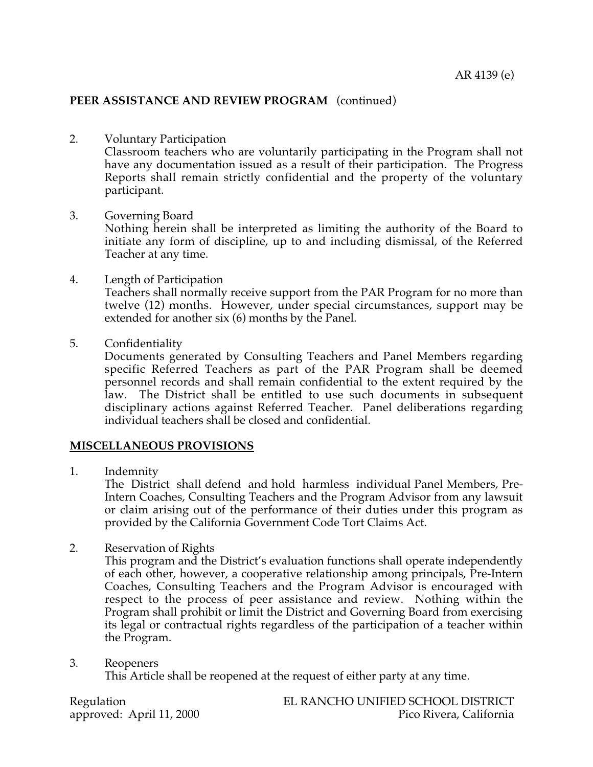**PEER ASSISTANCE AND REVIEW PROGRAM** (continued)

2. Voluntary Participation
   Classroom teachers who are voluntarily participating in the Program shall not have any documentation issued as a result of their participation. The Progress Reports shall remain strictly confidential and the property of the voluntary participant.

3. Governing Board
   Nothing herein shall be interpreted as limiting the authority of the Board to initiate any form of discipline, up to and including dismissal, of the Referred Teacher at any time.

4. Length of Participation
   Teachers shall normally receive support from the PAR Program for no more than twelve (12) months. However, under special circumstances, support may be extended for another six (6) months by the Panel.

5. Confidentiality
   Documents generated by Consulting Teachers and Panel Members regarding specific Referred Teachers as part of the PAR Program shall be deemed personnel records and shall remain confidential to the extent required by the law. The District shall be entitled to use such documents in subsequent disciplinary actions against Referred Teacher. Panel deliberations regarding individual teachers shall be closed and confidential.

**MISCELLANEOUS PROVISIONS**

1. Indemnity
   The District shall defend and hold harmless individual Panel Members, Pre-Intern Coaches, Consulting Teachers and the Program Advisor from any lawsuit or claim arising out of the performance of their duties under this program as provided by the California Government Code Tort Claims Act.

2. Reservation of Rights
   This program and the District's evaluation functions shall operate independently of each other, however, a cooperative relationship among principals, Pre-Intern Coaches, Consulting Teachers and the Program Advisor is encouraged with respect to the process of peer assistance and review. Nothing within the Program shall prohibit or limit the District and Governing Board from exercising its legal or contractual rights regardless of the participation of a teacher within the Program.

3. Reopeners
   This Article shall be reopened at the request of either party at any time.

Regulation
approved: April 11, 2000

EL RANCHO UNIFIED SCHOOL DISTRICT
Pico Rivera, California